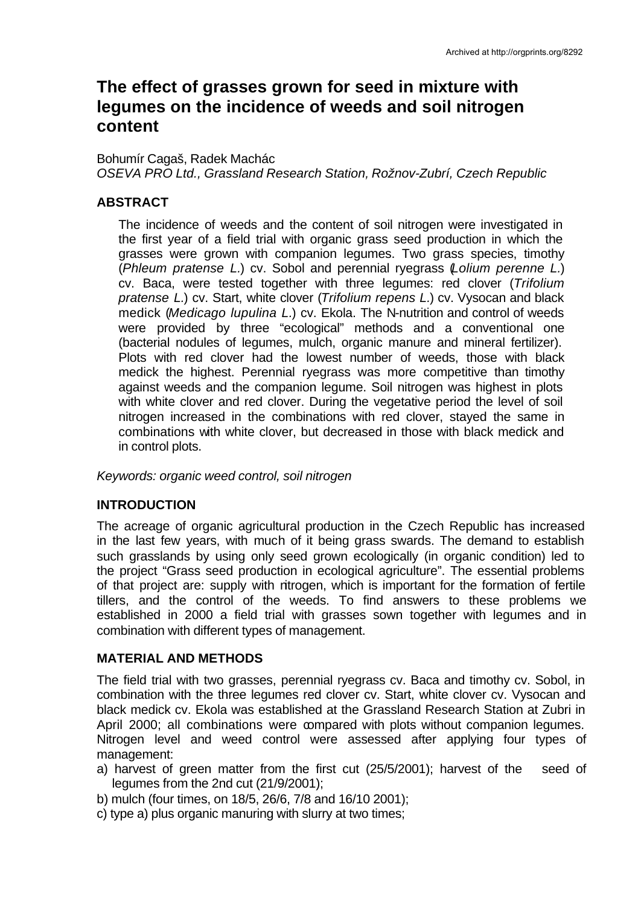# The effect of grasses grown for seed in mixture with legumes on the incidence of weeds and soil nitrogen content

Bohumír Cagaš, Radek Machác
*OSEVA PRO Ltd., Grassland Research Station, Rožnov-Zubří, Czech Republic*

## ABSTRACT

The incidence of weeds and the content of soil nitrogen were investigated in the first year of a field trial with organic grass seed production in which the grasses were grown with companion legumes. Two grass species, timothy (*Phleum pratense L.*) cv. Sobol and perennial ryegrass (*Lolium perenne L.*) cv. Baca, were tested together with three legumes: red clover (*Trifolium pratense L.*) cv. Start, white clover (*Trifolium repens L.*) cv. Vysocan and black medick (*Medicago lupulina L.*) cv. Ekola. The N-nutrition and control of weeds were provided by three "ecological" methods and a conventional one (bacterial nodules of legumes, mulch, organic manure and mineral fertilizer). Plots with red clover had the lowest number of weeds, those with black medick the highest. Perennial ryegrass was more competitive than timothy against weeds and the companion legume. Soil nitrogen was highest in plots with white clover and red clover. During the vegetative period the level of soil nitrogen increased in the combinations with red clover, stayed the same in combinations with white clover, but decreased in those with black medick and in control plots.

*Keywords: organic weed control, soil nitrogen*

## INTRODUCTION

The acreage of organic agricultural production in the Czech Republic has increased in the last few years, with much of it being grass swards. The demand to establish such grasslands by using only seed grown ecologically (in organic condition) led to the project "Grass seed production in ecological agriculture". The essential problems of that project are: supply with nitrogen, which is important for the formation of fertile tillers, and the control of the weeds. To find answers to these problems we established in 2000 a field trial with grasses sown together with legumes and in combination with different types of management.

## MATERIAL AND METHODS

The field trial with two grasses, perennial ryegrass cv. Baca and timothy cv. Sobol, in combination with the three legumes red clover cv. Start, white clover cv. Vysocan and black medick cv. Ekola was established at the Grassland Research Station at Zubri in April 2000; all combinations were compared with plots without companion legumes. Nitrogen level and weed control were assessed after applying four types of management:

a) harvest of green matter from the first cut (25/5/2001); harvest of the seed of legumes from the 2nd cut (21/9/2001);
b) mulch (four times, on 18/5, 26/6, 7/8 and 16/10 2001);
c) type a) plus organic manuring with slurry at two times;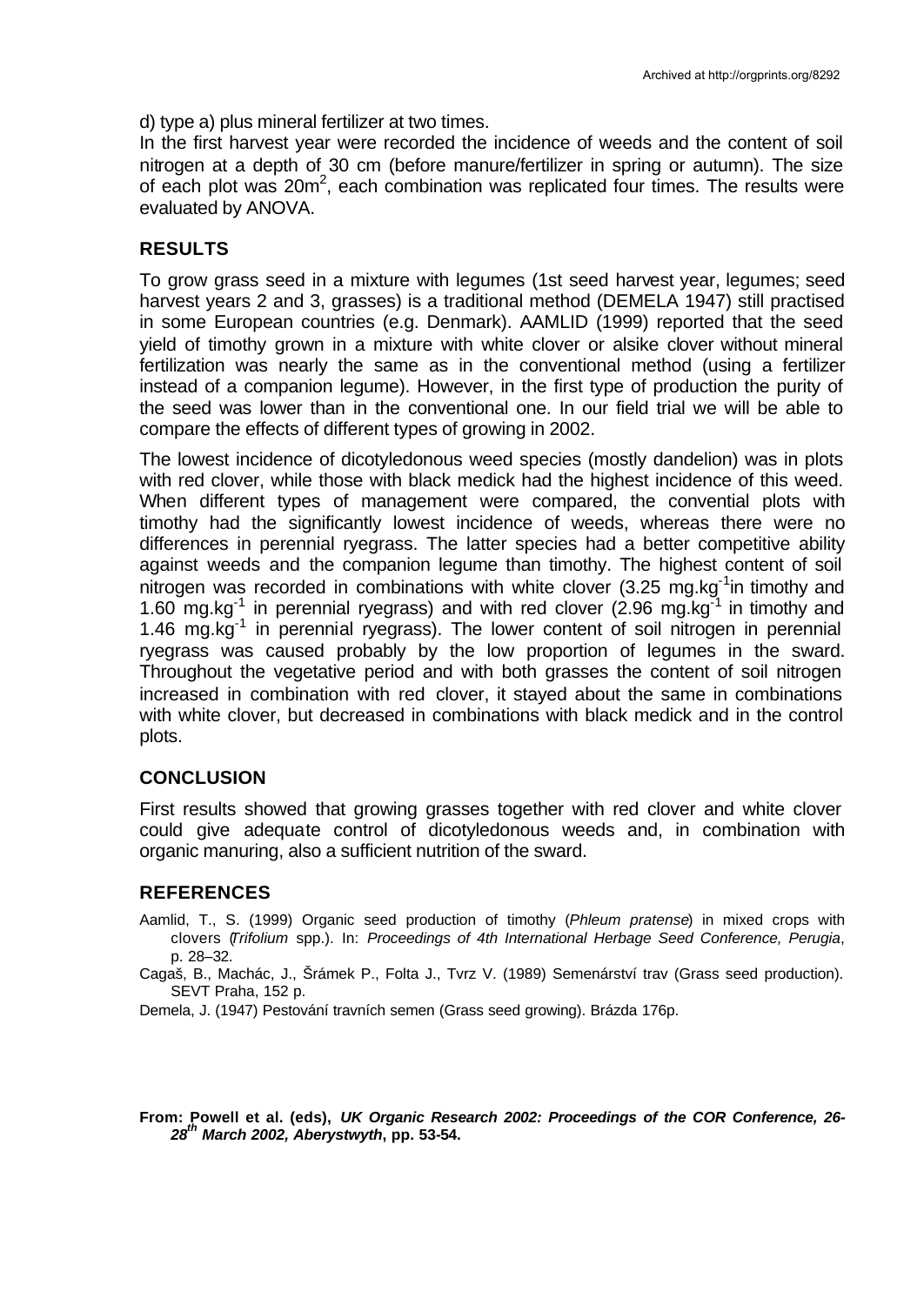d) type a) plus mineral fertilizer at two times.

In the first harvest year were recorded the incidence of weeds and the content of soil nitrogen at a depth of 30 cm (before manure/fertilizer in spring or autumn). The size of each plot was $20 m^2$, each combination was replicated four times. The results were evaluated by ANOVA.

## RESULTS

To grow grass seed in a mixture with legumes (1st seed harvest year, legumes; seed harvest years 2 and 3, grasses) is a traditional method (DEMELA 1947) still practised in some European countries (e.g. Denmark). AAMLID (1999) reported that the seed yield of timothy grown in a mixture with white clover or alsike clover without mineral fertilization was nearly the same as in the conventional method (using a fertilizer instead of a companion legume). However, in the first type of production the purity of the seed was lower than in the conventional one. In our field trial we will be able to compare the effects of different types of growing in 2002.

The lowest incidence of dicotyledonous weed species (mostly dandelion) was in plots with red clover, while those with black medick had the highest incidence of this weed. When different types of management were compared, the convential plots with timothy had the significantly lowest incidence of weeds, whereas there were no differences in perennial ryegrass. The latter species had a better competitive ability against weeds and the companion legume than timothy. The highest content of soil nitrogen was recorded in combinations with white clover (3.25 $mg.kg^{-1}$in timothy and 1.60 $mg.kg^{-1}$ in perennial ryegrass) and with red clover (2.96 $mg.kg^{-1}$ in timothy and 1.46 $mg.kg^{-1}$ in perennial ryegrass). The lower content of soil nitrogen in perennial ryegrass was caused probably by the low proportion of legumes in the sward. Throughout the vegetative period and with both grasses the content of soil nitrogen increased in combination with red clover, it stayed about the same in combinations with white clover, but decreased in combinations with black medick and in the control plots.

## CONCLUSION

First results showed that growing grasses together with red clover and white clover could give adequate control of dicotyledonous weeds and, in combination with organic manuring, also a sufficient nutrition of the sward.

## REFERENCES

Aamlid, T., S. (1999) Organic seed production of timothy (*Phleum pratense*) in mixed crops with clovers (*Trifolium* spp.). In: *Proceedings of 4th International Herbage Seed Conference, Perugia*, p. 28–32.

Cagaš, B., Machác, J., Šrámek P., Folta J., Tvrz V. (1989) Semenárství trav (Grass seed production). SEVT Praha, 152 p.

Demela, J. (1947) Pestování travních semen (Grass seed growing). Brázda 176p.

**From: Powell et al. (eds), *UK Organic Research 2002: Proceedings of the COR Conference, 26-28th March 2002, Aberystwyth*, pp. 53-54.**